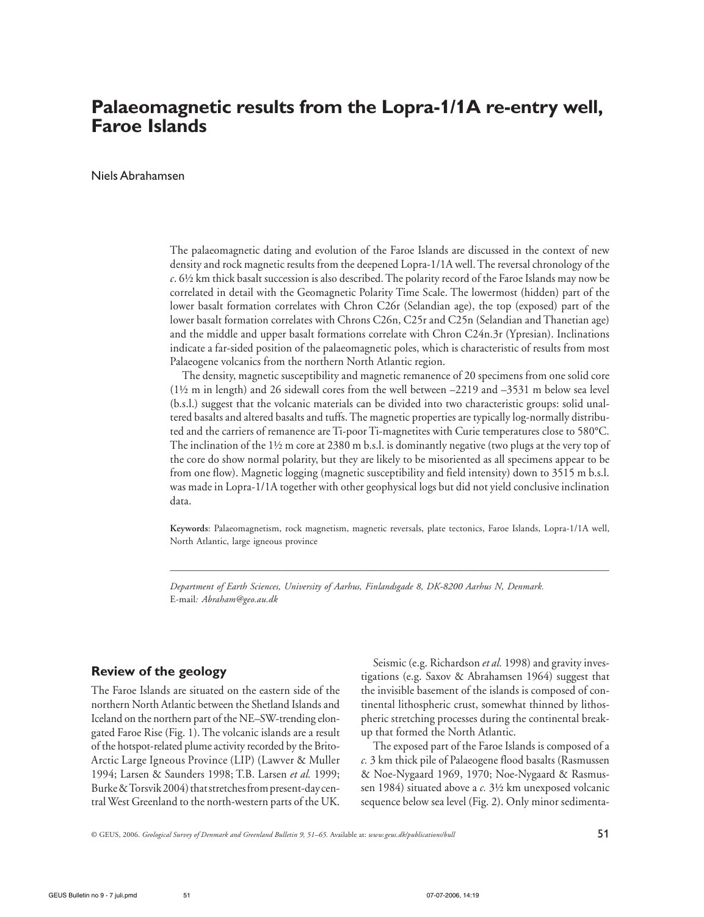# Palaeomagnetic results from the Lopra-1/1A re-entry well, Faroe Islands

Niels Abrahamsen

The palaeomagnetic dating and evolution of the Faroe Islands are discussed in the context of new density and rock magnetic results from the deepened Lopra-1/1A well. The reversal chronology of the *c.* 6½ km thick basalt succession is also described. The polarity record of the Faroe Islands may now be correlated in detail with the Geomagnetic Polarity Time Scale. The lowermost (hidden) part of the lower basalt formation correlates with Chron C26r (Selandian age), the top (exposed) part of the lower basalt formation correlates with Chrons C26n, C25r and C25n (Selandian and Thanetian age) and the middle and upper basalt formations correlate with Chron C24n.3r (Ypresian). Inclinations indicate a far-sided position of the palaeomagnetic poles, which is characteristic of results from most Palaeogene volcanics from the northern North Atlantic region.

The density, magnetic susceptibility and magnetic remanence of 20 specimens from one solid core (1½ m in length) and 26 sidewall cores from the well between –2219 and –3531 m below sea level (b.s.l.) suggest that the volcanic materials can be divided into two characteristic groups: solid unaltered basalts and altered basalts and tuffs. The magnetic properties are typically log-normally distributed and the carriers of remanence are Ti-poor Ti-magnetites with Curie temperatures close to 580°C. The inclination of the 1½ m core at 2380 m b.s.l. is dominantly negative (two plugs at the very top of the core do show normal polarity, but they are likely to be misoriented as all specimens appear to be from one flow). Magnetic logging (magnetic susceptibility and field intensity) down to 3515 m b.s.l. was made in Lopra-1/1A together with other geophysical logs but did not yield conclusive inclination data.

**Keywords**: Palaeomagnetism, rock magnetism, magnetic reversals, plate tectonics, Faroe Islands, Lopra-1/1A well, North Atlantic, large igneous province

*Department of Earth Sciences, University of Aarhus, Finlandsgade 8, DK-8200 Aarhus N, Denmark.*
E-mail*: Abraham@geo.au.dk*

## Review of the geology

The Faroe Islands are situated on the eastern side of the northern North Atlantic between the Shetland Islands and Iceland on the northern part of the NE–SW-trending elongated Faroe Rise (Fig. 1). The volcanic islands are a result of the hotspot-related plume activity recorded by the Brito-Arctic Large Igneous Province (LIP) (Lawver & Muller 1994; Larsen & Saunders 1998; T.B. Larsen *et al.* 1999; Burke & Torsvik 2004) that stretches from present-day central West Greenland to the north-western parts of the UK.

Seismic (e.g. Richardson *et al.* 1998) and gravity investigations (e.g. Saxov & Abrahamsen 1964) suggest that the invisible basement of the islands is composed of continental lithospheric crust, somewhat thinned by lithospheric stretching processes during the continental break-up that formed the North Atlantic.

The exposed part of the Faroe Islands is composed of a *c.* 3 km thick pile of Palaeogene flood basalts (Rasmussen & Noe-Nygaard 1969, 1970; Noe-Nygaard & Rasmussen 1984) situated above a *c.* 3½ km unexposed volcanic sequence below sea level (Fig. 2). Only minor sedimenta-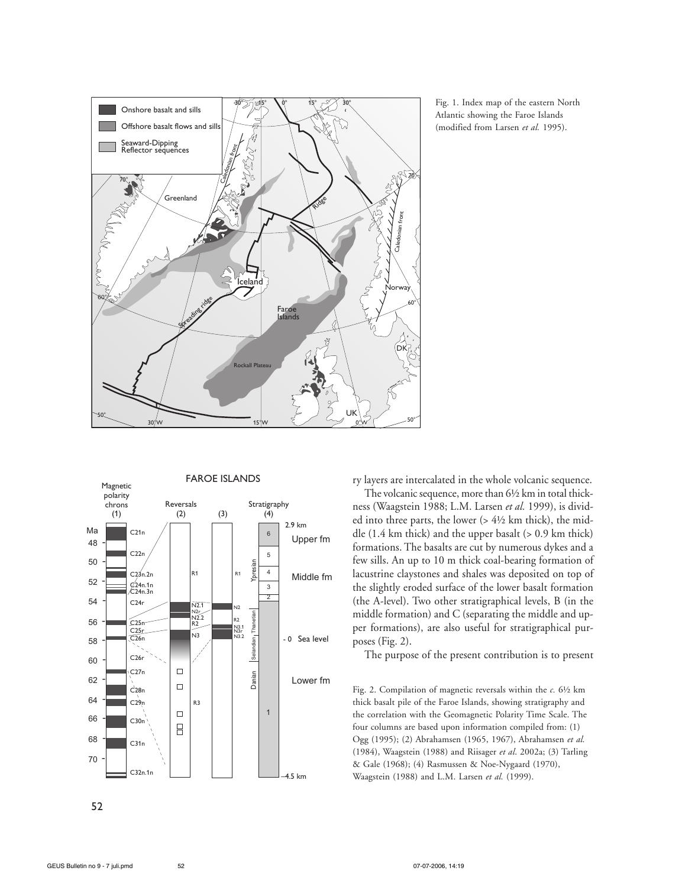Fig. 1. Index map of the eastern North Atlantic showing the Faroe Islands (modified from Larsen *et al.* 1995).

ry layers are intercalated in the whole volcanic sequence.

The volcanic sequence, more than 6½ km in total thickness (Waagstein 1988; L.M. Larsen *et al.* 1999), is divided into three parts, the lower (> 4½ km thick), the middle (1.4 km thick) and the upper basalt (> 0.9 km thick) formations. The basalts are cut by numerous dykes and a few sills. An up to 10 m thick coal-bearing formation of lacustrine claystones and shales was deposited on top of the slightly eroded surface of the lower basalt formation (the A-level). Two other stratigraphical levels, B (in the middle formation) and C (separating the middle and upper formations), are also useful for stratigraphical purposes (Fig. 2).

The purpose of the present contribution is to present

Fig. 2. Compilation of magnetic reversals within the *c.* 6½ km thick basalt pile of the Faroe Islands, showing stratigraphy and the correlation with the Geomagnetic Polarity Time Scale. The four columns are based upon information compiled from: (1) Ogg (1995); (2) Abrahamsen (1965, 1967), Abrahamsen *et al.* (1984), Waagstein (1988) and Riisager *et al.* 2002a; (3) Tarling & Gale (1968); (4) Rasmussen & Noe-Nygaard (1970), Waagstein (1988) and L.M. Larsen *et al.* (1999).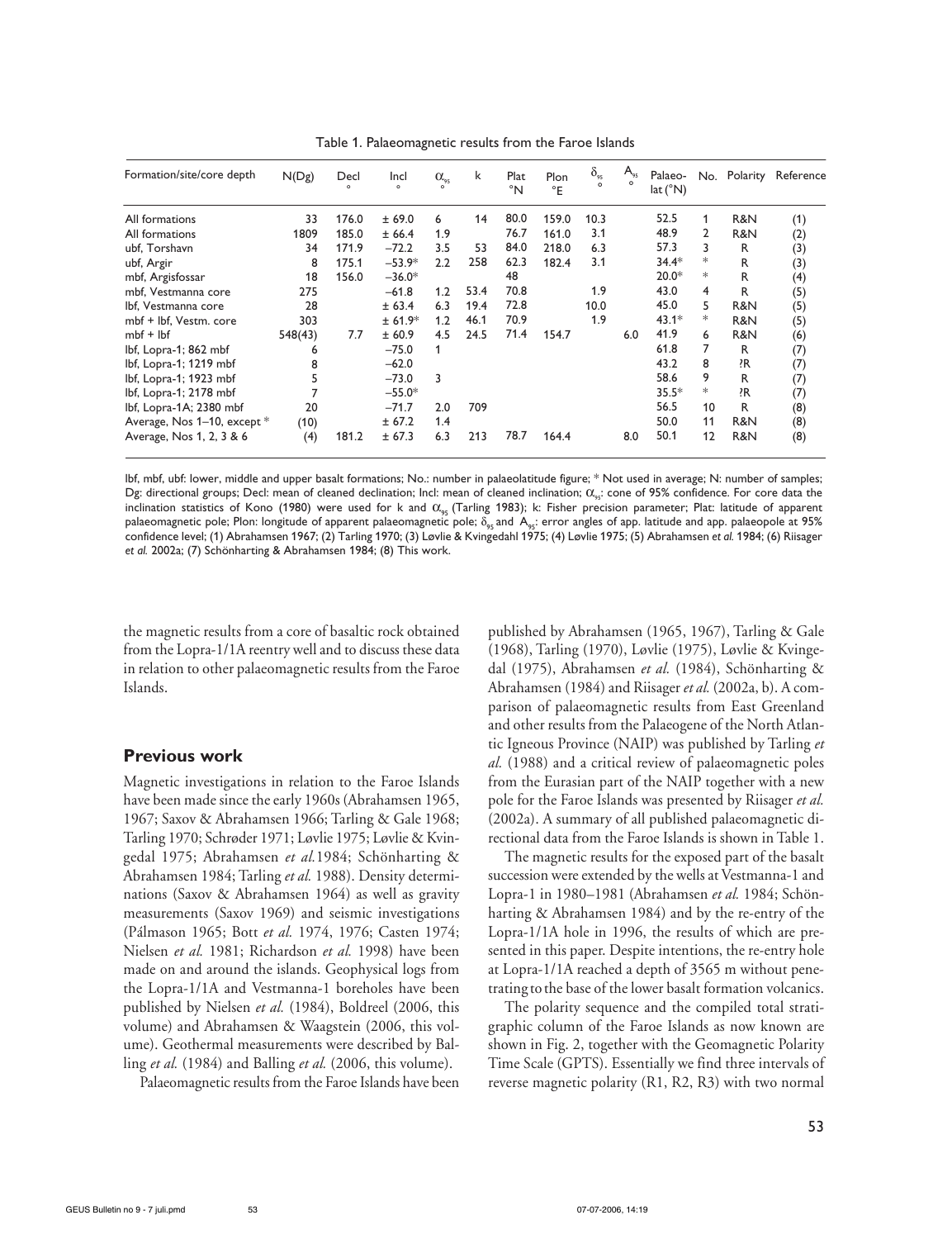Table 1. Palaeomagnetic results from the Faroe Islands

| Formation/site/core depth | N(Dg) | Decl ° | Incl ° | $\alpha_{95}$ ° | k | Plat °N | Plon °E | $\delta_{95}$ ° | $A_{95}$ ° | Palaeo-lat (°N) | No. | Polarity | Reference |
|---|---|---|---|---|---|---|---|---|---|---|---|---|---|
| All formations | 33 | 176.0 | ± 69.0 | 6 | 14 | 80.0 | 159.0 | 10.3 | | 52.5 | 1 | R&N | (1) |
| All formations | 1809 | 185.0 | ± 66.4 | 1.9 | | 76.7 | 161.0 | 3.1 | | 48.9 | 2 | R&N | (2) |
| ubf, Torshavn | 34 | 171.9 | −72.2 | 3.5 | 53 | 84.0 | 218.0 | 6.3 | | 57.3 | 3 | R | (3) |
| ubf, Argir | 8 | 175.1 | −53.9* | 2.2 | 258 | 62.3 | 182.4 | 3.1 | | 34.4* | * | R | (3) |
| mbf, Argisfossar | 18 | 156.0 | −36.0* | | | 48 | | | | 20.0* | * | R | (4) |
| mbf, Vestmanna core | 275 | | −61.8 | 1.2 | 53.4 | 70.8 | | 1.9 | | 43.0 | 4 | R | (5) |
| lbf, Vestmanna core | 28 | | ± 63.4 | 6.3 | 19.4 | 72.8 | | 10.0 | | 45.0 | 5 | R&N | (5) |
| mbf + lbf, Vestm. core | 303 | | ± 61.9* | 1.2 | 46.1 | 70.9 | | 1.9 | | 43.1* | * | R&N | (5) |
| mbf + lbf | 548(43) | 7.7 | ± 60.9 | 4.5 | 24.5 | 71.4 | 154.7 | | 6.0 | 41.9 | 6 | R&N | (6) |
| lbf, Lopra-1; 862 mbf | 6 | | −75.0 | 1 | | | | | | 61.8 | 7 | R | (7) |
| lbf, Lopra-1; 1219 mbf | 8 | | −62.0 | | | | | | | 43.2 | 8 | ?R | (7) |
| lbf, Lopra-1; 1923 mbf | 5 | | −73.0 | 3 | | | | | | 58.6 | 9 | R | (7) |
| lbf, Lopra-1; 2178 mbf | 7 | | −55.0* | | | | | | | 35.5* | * | ?R | (7) |
| lbf, Lopra-1A; 2380 mbf | 20 | | −71.7 | 2.0 | 709 | | | | | 56.5 | 10 | R | (8) |
| Average, Nos 1–10, except * | (10) | | ± 67.2 | 1.4 | | | | | | 50.0 | 11 | R&N | (8) |
| Average, Nos 1, 2, 3 & 6 | (4) | 181.2 | ± 67.3 | 6.3 | 213 | 78.7 | 164.4 | | 8.0 | 50.1 | 12 | R&N | (8) |

lbf, mbf, ubf: lower, middle and upper basalt formations; No.: number in palaeolatitude figure; * Not used in average; N: number of samples; Dg: directional groups; Decl: mean of cleaned declination; Incl: mean of cleaned inclination; $\alpha_{95}$: cone of 95% confidence. For core data the inclination statistics of Kono (1980) were used for k and $\alpha_{95}$ (Tarling 1983); k: Fisher precision parameter; Plat: latitude of apparent palaeomagnetic pole; Plon: longitude of apparent palaeomagnetic pole; $\delta_{95}$ and $A_{95}$: error angles of app. latitude and app. palaeopole at 95% confidence level; (1) Abrahamsen 1967; (2) Tarling 1970; (3) Løvlie & Kvingedahl 1975; (4) Løvlie 1975; (5) Abrahamsen *et al.* 1984; (6) Riisager *et al.* 2002a; (7) Schönharting & Abrahamsen 1984; (8) This work.

the magnetic results from a core of basaltic rock obtained from the Lopra-1/1A reentry well and to discuss these data in relation to other palaeomagnetic results from the Faroe Islands.

## Previous work

Magnetic investigations in relation to the Faroe Islands have been made since the early 1960s (Abrahamsen 1965, 1967; Saxov & Abrahamsen 1966; Tarling & Gale 1968; Tarling 1970; Schrøder 1971; Løvlie 1975; Løvlie & Kvingedal 1975; Abrahamsen *et al.* 1984; Schönharting & Abrahamsen 1984; Tarling *et al.* 1988). Density determinations (Saxov & Abrahamsen 1964) as well as gravity measurements (Saxov 1969) and seismic investigations (Pálmason 1965; Bott *et al.* 1974, 1976; Casten 1974; Nielsen *et al.* 1981; Richardson *et al.* 1998) have been made on and around the islands. Geophysical logs from the Lopra-1/1A and Vestmanna-1 boreholes have been published by Nielsen *et al.* (1984), Boldreel (2006, this volume) and Abrahamsen & Waagstein (2006, this volume). Geothermal measurements were described by Balling *et al.* (1984) and Balling *et al.* (2006, this volume).

Palaeomagnetic results from the Faroe Islands have been published by Abrahamsen (1965, 1967), Tarling & Gale (1968), Tarling (1970), Løvlie (1975), Løvlie & Kvingedal (1975), Abrahamsen *et al.* (1984), Schönharting & Abrahamsen (1984) and Riisager *et al.* (2002a, b). A comparison of palaeomagnetic results from East Greenland and other results from the Palaeogene of the North Atlantic Igneous Province (NAIP) was published by Tarling *et al.* (1988) and a critical review of palaeomagnetic poles from the Eurasian part of the NAIP together with a new pole for the Faroe Islands was presented by Riisager *et al.* (2002a). A summary of all published palaeomagnetic directional data from the Faroe Islands is shown in Table 1.

The magnetic results for the exposed part of the basalt succession were extended by the wells at Vestmanna-1 and Lopra-1 in 1980–1981 (Abrahamsen *et al.* 1984; Schönharting & Abrahamsen 1984) and by the re-entry of the Lopra-1/1A hole in 1996, the results of which are presented in this paper. Despite intentions, the re-entry hole at Lopra-1/1A reached a depth of 3565 m without penetrating to the base of the lower basalt formation volcanics.

The polarity sequence and the compiled total stratigraphic column of the Faroe Islands as now known are shown in Fig. 2, together with the Geomagnetic Polarity Time Scale (GPTS). Essentially we find three intervals of reverse magnetic polarity (R1, R2, R3) with two normal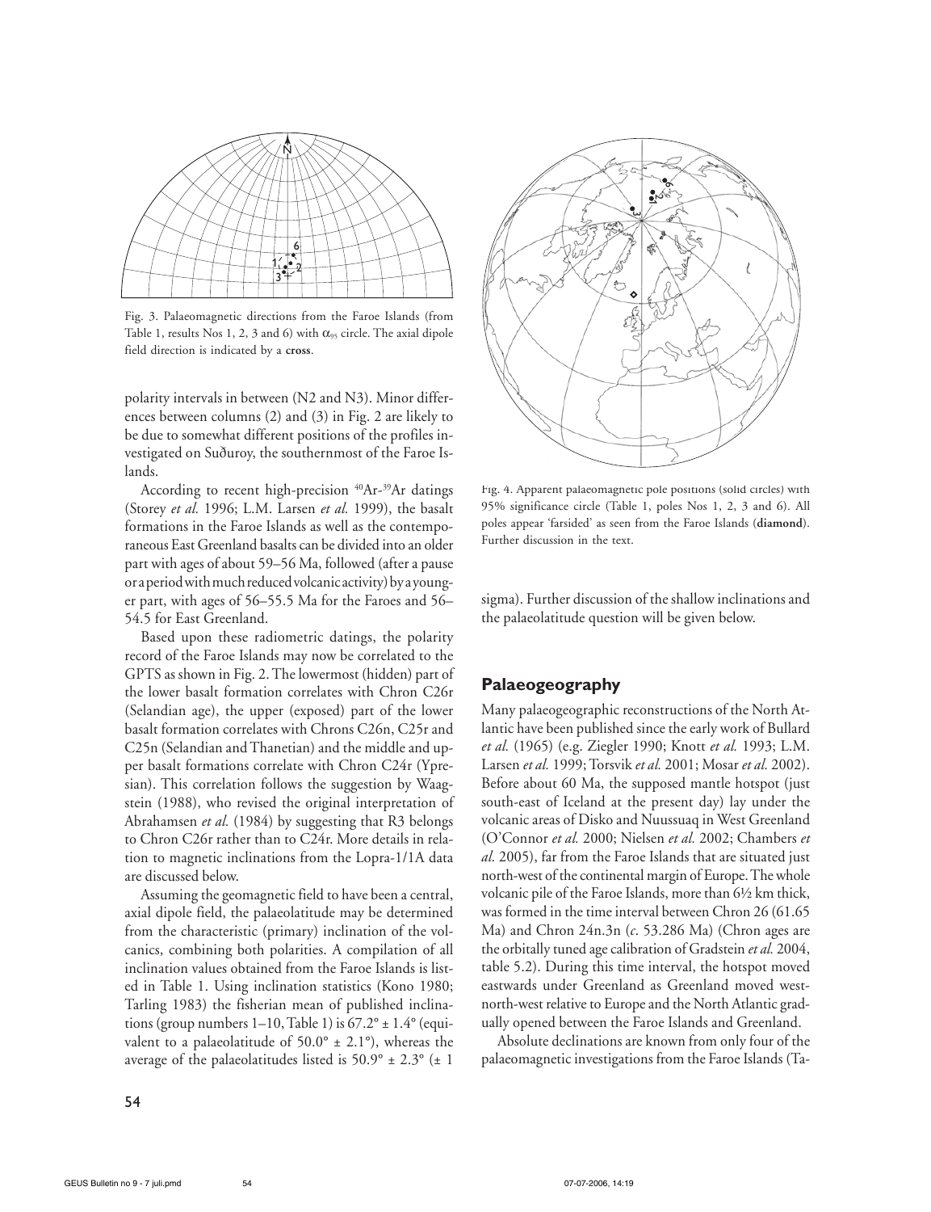Fig. 3. Palaeomagnetic directions from the Faroe Islands (from Table 1, results Nos 1, 2, 3 and 6) with $\alpha_{95}$ circle. The axial dipole field direction is indicated by a **cross**.

polarity intervals in between (N2 and N3). Minor differences between columns (2) and (3) in Fig. 2 are likely to be due to somewhat different positions of the profiles investigated on Suðuroy, the southernmost of the Faroe Islands.

According to recent high-precision $^{40}Ar$-$^{39}Ar$ datings (Storey *et al.* 1996; L.M. Larsen *et al.* 1999), the basalt formations in the Faroe Islands as well as the contemporaneous East Greenland basalts can be divided into an older part with ages of about 59–56 Ma, followed (after a pause or a period with much reduced volcanic activity) by a younger part, with ages of 56–55.5 Ma for the Faroes and 56–54.5 for East Greenland.

Based upon these radiometric datings, the polarity record of the Faroe Islands may now be correlated to the GPTS as shown in Fig. 2. The lowermost (hidden) part of the lower basalt formation correlates with Chron C26r (Selandian age), the upper (exposed) part of the lower basalt formation correlates with Chrons C26n, C25r and C25n (Selandian and Thanetian) and the middle and upper basalt formations correlate with Chron C24r (Ypresian). This correlation follows the suggestion by Waagstein (1988), who revised the original interpretation of Abrahamsen *et al.* (1984) by suggesting that R3 belongs to Chron C26r rather than to C24r. More details in relation to magnetic inclinations from the Lopra-1/1A data are discussed below.

Assuming the geomagnetic field to have been a central, axial dipole field, the palaeolatitude may be determined from the characteristic (primary) inclination of the volcanics, combining both polarities. A compilation of all inclination values obtained from the Faroe Islands is listed in Table 1. Using inclination statistics (Kono 1980; Tarling 1983) the fisherian mean of published inclinations (group numbers 1–10, Table 1) is 67.2° ± 1.4° (equivalent to a palaeolatitude of 50.0° ± 2.1°), whereas the average of the palaeolatitudes listed is 50.9° ± 2.3° (± 1 sigma). Further discussion of the shallow inclinations and the palaeolatitude question will be given below.

Fig. 4. Apparent palaeomagnetic pole positions (solid circles) with 95% significance circle (Table 1, poles Nos 1, 2, 3 and 6). All poles appear 'farsided' as seen from the Faroe Islands (**diamond**). Further discussion in the text.

## Palaeogeography

Many palaeogeographic reconstructions of the North Atlantic have been published since the early work of Bullard *et al.* (1965) (e.g. Ziegler 1990; Knott *et al.* 1993; L.M. Larsen *et al.* 1999; Torsvik *et al.* 2001; Mosar *et al.* 2002). Before about 60 Ma, the supposed mantle hotspot (just south-east of Iceland at the present day) lay under the volcanic areas of Disko and Nuussuaq in West Greenland (O'Connor *et al.* 2000; Nielsen *et al.* 2002; Chambers *et al.* 2005), far from the Faroe Islands that are situated just north-west of the continental margin of Europe. The whole volcanic pile of the Faroe Islands, more than 6½ km thick, was formed in the time interval between Chron 26 (61.65 Ma) and Chron 24n.3n (*c.* 53.286 Ma) (Chron ages are the orbitally tuned age calibration of Gradstein *et al.* 2004, table 5.2). During this time interval, the hotspot moved eastwards under Greenland as Greenland moved west-north-west relative to Europe and the North Atlantic gradually opened between the Faroe Islands and Greenland.

Absolute declinations are known from only four of the palaeomagnetic investigations from the Faroe Islands (Ta-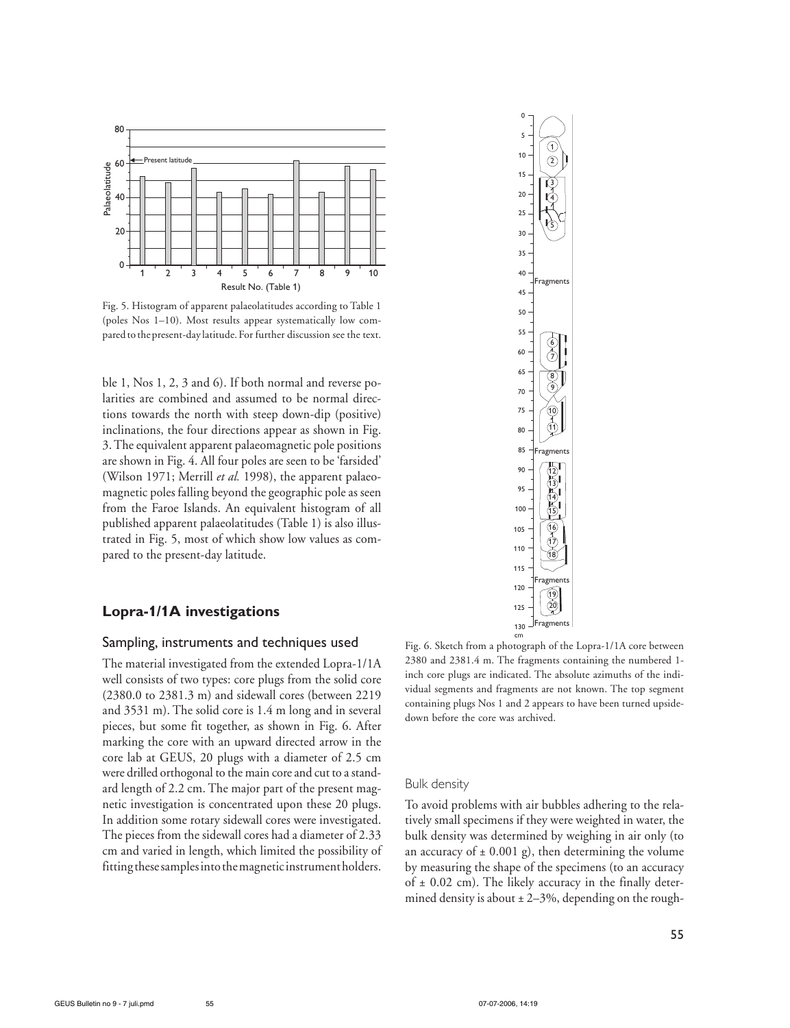Fig. 5. Histogram of apparent palaeolatitudes according to Table 1 (poles Nos 1–10). Most results appear systematically low compared to the present-day latitude. For further discussion see the text.

ble 1, Nos 1, 2, 3 and 6). If both normal and reverse polarities are combined and assumed to be normal directions towards the north with steep down-dip (positive) inclinations, the four directions appear as shown in Fig. 3. The equivalent apparent palaeomagnetic pole positions are shown in Fig. 4. All four poles are seen to be 'farsided' (Wilson 1971; Merrill *et al.* 1998), the apparent palaeomagnetic poles falling beyond the geographic pole as seen from the Faroe Islands. An equivalent histogram of all published apparent palaeolatitudes (Table 1) is also illustrated in Fig. 5, most of which show low values as compared to the present-day latitude.

## Lopra-1/1A investigations

### Sampling, instruments and techniques used

The material investigated from the extended Lopra-1/1A well consists of two types: core plugs from the solid core (2380.0 to 2381.3 m) and sidewall cores (between 2219 and 3531 m). The solid core is 1.4 m long and in several pieces, but some fit together, as shown in Fig. 6. After marking the core with an upward directed arrow in the core lab at GEUS, 20 plugs with a diameter of 2.5 cm were drilled orthogonal to the main core and cut to a standard length of 2.2 cm. The major part of the present magnetic investigation is concentrated upon these 20 plugs. In addition some rotary sidewall cores were investigated. The pieces from the sidewall cores had a diameter of 2.33 cm and varied in length, which limited the possibility of fitting these samples into the magnetic instrument holders.

Fig. 6. Sketch from a photograph of the Lopra-1/1A core between 2380 and 2381.4 m. The fragments containing the numbered 1-inch core plugs are indicated. The absolute azimuths of the individual segments and fragments are not known. The top segment containing plugs Nos 1 and 2 appears to have been turned upside-down before the core was archived.

### Bulk density

To avoid problems with air bubbles adhering to the relatively small specimens if they were weighted in water, the bulk density was determined by weighing in air only (to an accuracy of ± 0.001 g), then determining the volume by measuring the shape of the specimens (to an accuracy of ± 0.02 cm). The likely accuracy in the finally determined density is about ± 2–3%, depending on the rough-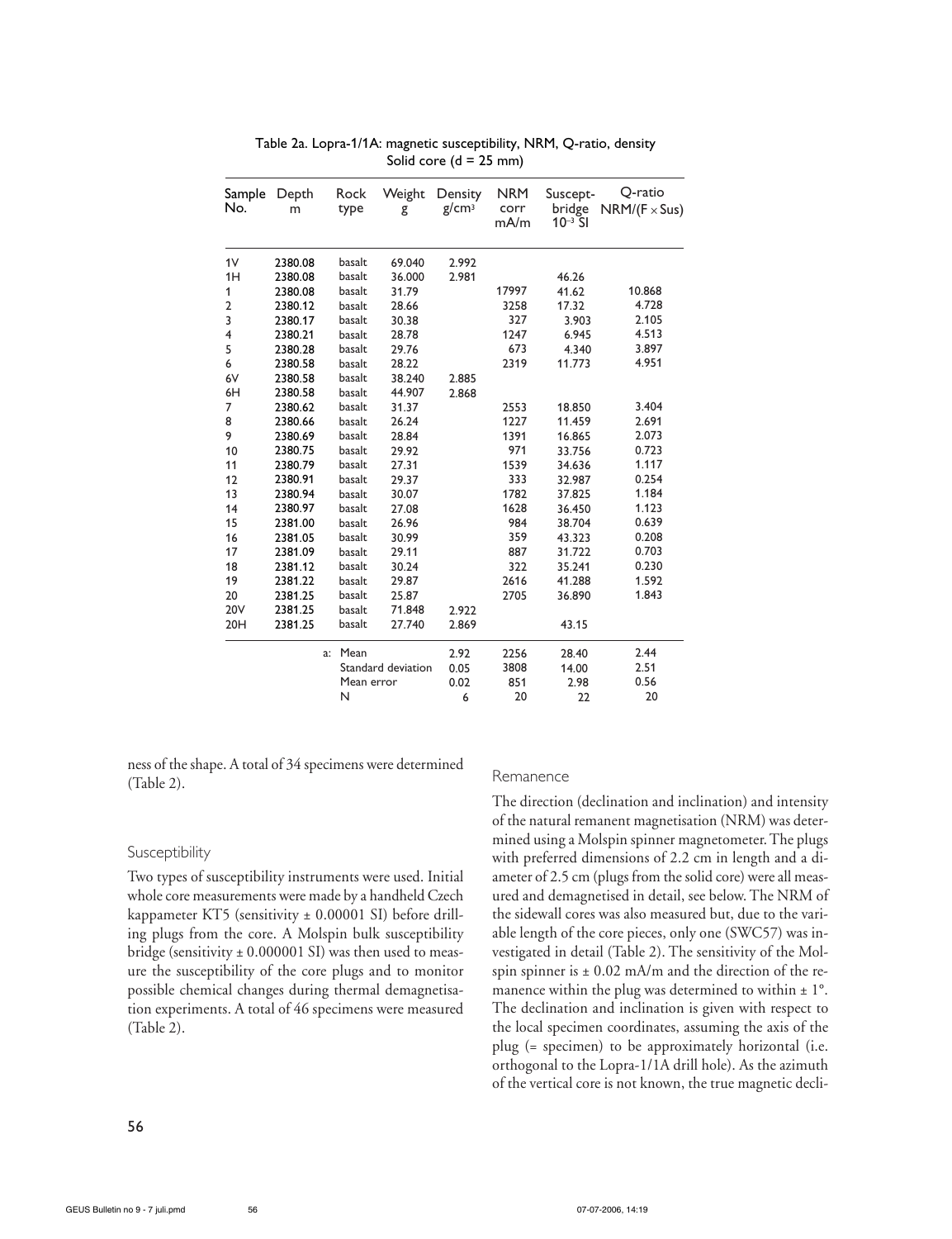Table 2a. Lopra-1/1A: magnetic susceptibility, NRM, Q-ratio, density
Solid core (d = 25 mm)

| Sample No. | Depth m | Rock type | Weight g | Density g/cm³ | NRM corr mA/m | Suscept-bridge $10^{-3}$ SI | Q-ratio NRM/(F × Sus) |
|---|---|---|---|---|---|---|---|
| 1V | 2380.08 | basalt | 69.040 | 2.992 | | | |
| 1H | 2380.08 | basalt | 36.000 | 2.981 | | 46.26 | |
| 1 | 2380.08 | basalt | 31.79 | | 17997 | 41.62 | 10.868 |
| 2 | 2380.12 | basalt | 28.66 | | 3258 | 17.32 | 4.728 |
| 3 | 2380.17 | basalt | 30.38 | | 327 | 3.903 | 2.105 |
| 4 | 2380.21 | basalt | 28.78 | | 1247 | 6.945 | 4.513 |
| 5 | 2380.28 | basalt | 29.76 | | 673 | 4.340 | 3.897 |
| 6 | 2380.58 | basalt | 28.22 | | 2319 | 11.773 | 4.951 |
| 6V | 2380.58 | basalt | 38.240 | 2.885 | | | |
| 6H | 2380.58 | basalt | 44.907 | 2.868 | | | |
| 7 | 2380.62 | basalt | 31.37 | | 2553 | 18.850 | 3.404 |
| 8 | 2380.66 | basalt | 26.24 | | 1227 | 11.459 | 2.691 |
| 9 | 2380.69 | basalt | 28.84 | | 1391 | 16.865 | 2.073 |
| 10 | 2380.75 | basalt | 29.92 | | 971 | 33.756 | 0.723 |
| 11 | 2380.79 | basalt | 27.31 | | 1539 | 34.636 | 1.117 |
| 12 | 2380.91 | basalt | 29.37 | | 333 | 32.987 | 0.254 |
| 13 | 2380.94 | basalt | 30.07 | | 1782 | 37.825 | 1.184 |
| 14 | 2380.97 | basalt | 27.08 | | 1628 | 36.450 | 1.123 |
| 15 | 2381.00 | basalt | 26.96 | | 984 | 38.704 | 0.639 |
| 16 | 2381.05 | basalt | 30.99 | | 359 | 43.323 | 0.208 |
| 17 | 2381.09 | basalt | 29.11 | | 887 | 31.722 | 0.703 |
| 18 | 2381.12 | basalt | 30.24 | | 322 | 35.241 | 0.230 |
| 19 | 2381.22 | basalt | 29.87 | | 2616 | 41.288 | 1.592 |
| 20 | 2381.25 | basalt | 25.87 | | 2705 | 36.890 | 1.843 |
| 20V | 2381.25 | basalt | 71.848 | 2.922 | | | |
| 20H | 2381.25 | basalt | 27.740 | 2.869 | | 43.15 | |
| | | a: Mean | | 2.92 | 2256 | 28.40 | 2.44 |
| | | Standard deviation | | 0.05 | 3808 | 14.00 | 2.51 |
| | | Mean error | | 0.02 | 851 | 2.98 | 0.56 |
| | | N | | 6 | 20 | 22 | 20 |

ness of the shape. A total of 34 specimens were determined (Table 2).

### Susceptibility

Two types of susceptibility instruments were used. Initial whole core measurements were made by a handheld Czech kappameter KT5 (sensitivity ± 0.00001 SI) before drilling plugs from the core. A Molspin bulk susceptibility bridge (sensitivity ± 0.000001 SI) was then used to measure the susceptibility of the core plugs and to monitor possible chemical changes during thermal demagnetisation experiments. A total of 46 specimens were measured (Table 2).

### Remanence

The direction (declination and inclination) and intensity of the natural remanent magnetisation (NRM) was determined using a Molspin spinner magnetometer. The plugs with preferred dimensions of 2.2 cm in length and a diameter of 2.5 cm (plugs from the solid core) were all measured and demagnetised in detail, see below. The NRM of the sidewall cores was also measured but, due to the variable length of the core pieces, only one (SWC57) was investigated in detail (Table 2). The sensitivity of the Molspin spinner is ± 0.02 mA/m and the direction of the remanence within the plug was determined to within ± 1°. The declination and inclination is given with respect to the local specimen coordinates, assuming the axis of the plug (= specimen) to be approximately horizontal (i.e. orthogonal to the Lopra-1/1A drill hole). As the azimuth of the vertical core is not known, the true magnetic decli-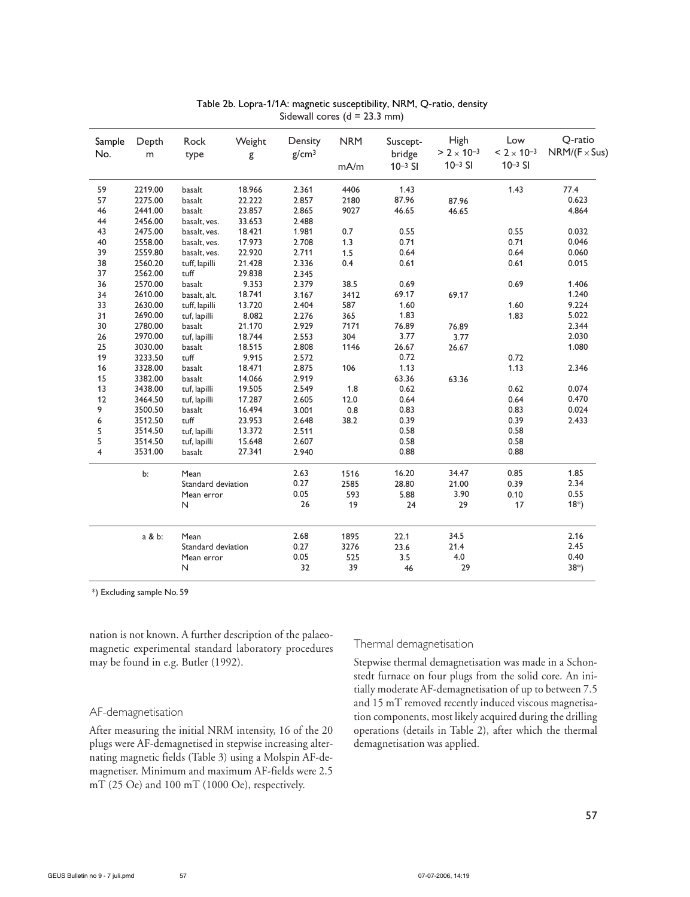Table 2b. Lopra-1/1A: magnetic susceptibility, NRM, Q-ratio, density
Sidewall cores (d = 23.3 mm)

| Sample No. | Depth m | Rock type | Weight g | Density $g/cm^3$ | NRM mA/m | Susceptbridge $10^{-3}$ SI | High $> 2 \times 10^{-3}$ $10^{-3}$ SI | Low $< 2 \times 10^{-3}$ $10^{-3}$ SI | Q-ratio NRM/(F × Sus) |
|---|---|---|---|---|---|---|---|---|---|
| 59 | 2219.00 | basalt | 18.966 | 2.361 | 4406 | 1.43 | | 1.43 | 77.4 |
| 57 | 2275.00 | basalt | 22.222 | 2.857 | 2180 | 87.96 | 87.96 | | 0.623 |
| 46 | 2441.00 | basalt | 23.857 | 2.865 | 9027 | 46.65 | 46.65 | | 4.864 |
| 44 | 2456.00 | basalt, ves. | 33.653 | 2.488 | | | | | |
| 43 | 2475.00 | basalt, ves. | 18.421 | 1.981 | 0.7 | 0.55 | | 0.55 | 0.032 |
| 40 | 2558.00 | basalt, ves. | 17.973 | 2.708 | 1.3 | 0.71 | | 0.71 | 0.046 |
| 39 | 2559.80 | basalt, ves. | 22.920 | 2.711 | 1.5 | 0.64 | | 0.64 | 0.060 |
| 38 | 2560.20 | tuff, lapilli | 21.428 | 2.336 | 0.4 | 0.61 | | 0.61 | 0.015 |
| 37 | 2562.00 | tuff | 29.838 | 2.345 | | | | | |
| 36 | 2570.00 | basalt | 9.353 | 2.379 | 38.5 | 0.69 | | 0.69 | 1.406 |
| 34 | 2610.00 | basalt, alt. | 18.741 | 3.167 | 3412 | 69.17 | 69.17 | | 1.240 |
| 33 | 2630.00 | tuff, lapilli | 13.720 | 2.404 | 587 | 1.60 | | 1.60 | 9.224 |
| 31 | 2690.00 | tuf, lapilli | 8.082 | 2.276 | 365 | 1.83 | | 1.83 | 5.022 |
| 30 | 2780.00 | basalt | 21.170 | 2.929 | 7171 | 76.89 | 76.89 | | 2.344 |
| 26 | 2970.00 | tuf, lapilli | 18.744 | 2.553 | 304 | 3.77 | 3.77 | | 2.030 |
| 25 | 3030.00 | basalt | 18.515 | 2.808 | 1146 | 26.67 | 26.67 | | 1.080 |
| 19 | 3233.50 | tuff | 9.915 | 2.572 | | 0.72 | | 0.72 | |
| 16 | 3328.00 | basalt | 18.471 | 2.875 | 106 | 1.13 | | 1.13 | 2.346 |
| 15 | 3382.00 | basalt | 14.066 | 2.919 | | 63.36 | 63.36 | | |
| 13 | 3438.00 | tuf, lapilli | 19.505 | 2.549 | 1.8 | 0.62 | | 0.62 | 0.074 |
| 12 | 3464.50 | tuf, lapilli | 17.287 | 2.605 | 12.0 | 0.64 | | 0.64 | 0.470 |
| 9 | 3500.50 | basalt | 16.494 | 3.001 | 0.8 | 0.83 | | 0.83 | 0.024 |
| 6 | 3512.50 | tuff | 23.953 | 2.648 | 38.2 | 0.39 | | 0.39 | 2.433 |
| 5 | 3514.50 | tuf, lapilli | 13.372 | 2.511 | | 0.58 | | 0.58 | |
| 5 | 3514.50 | tuf, lapilli | 15.648 | 2.607 | | 0.58 | | 0.58 | |
| 4 | 3531.00 | basalt | 27.341 | 2.940 | | 0.88 | | 0.88 | |
| | b: | Mean | | 2.63 | 1516 | 16.20 | 34.47 | 0.85 | 1.85 |
| | | Standard deviation | | 0.27 | 2585 | 28.80 | 21.00 | 0.39 | 2.34 |
| | | Mean error | | 0.05 | 593 | 5.88 | 3.90 | 0.10 | 0.55 |
| | | N | | 26 | 19 | 24 | 29 | 17 | 18*) |
| | a & b: | Mean | | 2.68 | 1895 | 22.1 | 34.5 | | 2.16 |
| | | Standard deviation | | 0.27 | 3276 | 23.6 | 21.4 | | 2.45 |
| | | Mean error | | 0.05 | 525 | 3.5 | 4.0 | | 0.40 |
| | | N | | 32 | 39 | 46 | 29 | | 38*) |

*) Excluding sample No. 59

nation is not known. A further description of the palaeomagnetic experimental standard laboratory procedures may be found in e.g. Butler (1992).

### AF-demagnetisation

After measuring the initial NRM intensity, 16 of the 20 plugs were AF-demagnetised in stepwise increasing alternating magnetic fields (Table 3) using a Molspin AF-demagnetiser. Minimum and maximum AF-fields were 2.5 mT (25 Oe) and 100 mT (1000 Oe), respectively.

### Thermal demagnetisation

Stepwise thermal demagnetisation was made in a Schonstedt furnace on four plugs from the solid core. An initially moderate AF-demagnetisation of up to between 7.5 and 15 mT removed recently induced viscous magnetisation components, most likely acquired during the drilling operations (details in Table 2), after which the thermal demagnetisation was applied.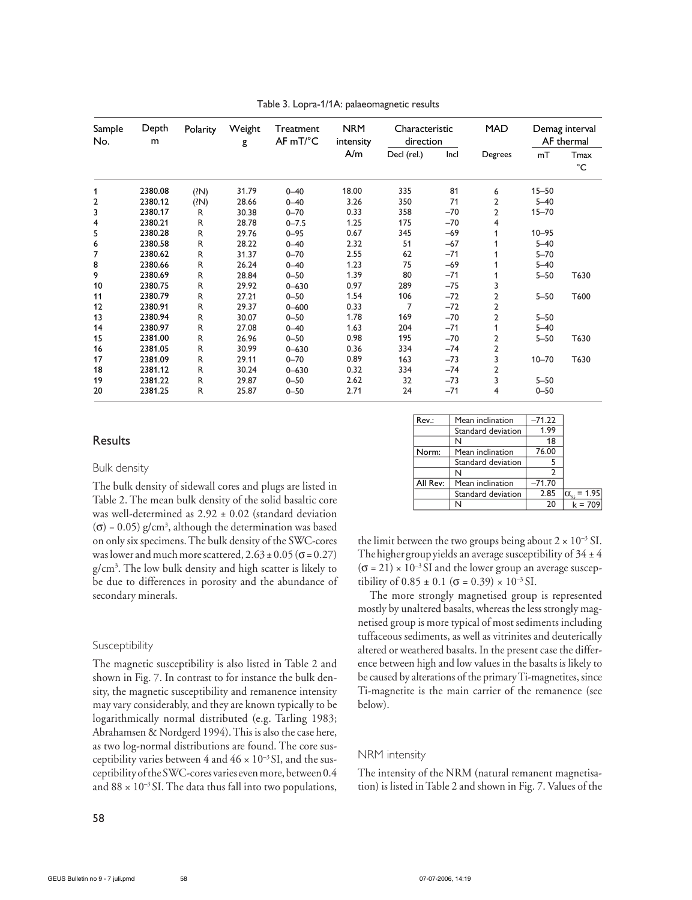Table 3. Lopra-1/1A: palaeomagnetic results

| Sample No. | Depth m | Polarity | Weight g | Treatment AF mT/°C | NRM intensity A/m | Characteristic direction | | MAD | Demag interval AF thermal | |
|---|---|---|---|---|---|---|---|---|---|---|
| | | | | | | Decl (rel.) | Incl | Degrees | mT | Tmax °C |
| 1 | 2380.08 | (?N) | 31.79 | 0–40 | 18.00 | 335 | 81 | 6 | 15–50 | |
| 2 | 2380.12 | (?N) | 28.66 | 0–40 | 3.26 | 350 | 71 | 2 | 5–40 | |
| 3 | 2380.17 | R | 30.38 | 0–70 | 0.33 | 358 | −70 | 2 | 15–70 | |
| 4 | 2380.21 | R | 28.78 | 0–7.5 | 1.25 | 175 | −70 | 4 | | |
| 5 | 2380.28 | R | 29.76 | 0–95 | 0.67 | 345 | −69 | 1 | 10–95 | |
| 6 | 2380.58 | R | 28.22 | 0–40 | 2.32 | 51 | −67 | 1 | 5–40 | |
| 7 | 2380.62 | R | 31.37 | 0–70 | 2.55 | 62 | −71 | 1 | 5–70 | |
| 8 | 2380.66 | R | 26.24 | 0–40 | 1.23 | 75 | −69 | 1 | 5–40 | |
| 9 | 2380.69 | R | 28.84 | 0–50 | 1.39 | 80 | −71 | 1 | 5–50 | T630 |
| 10 | 2380.75 | R | 29.92 | 0–630 | 0.97 | 289 | −75 | 3 | | |
| 11 | 2380.79 | R | 27.21 | 0–50 | 1.54 | 106 | −72 | 2 | 5–50 | T600 |
| 12 | 2380.91 | R | 29.37 | 0–600 | 0.33 | 7 | −72 | 2 | | |
| 13 | 2380.94 | R | 30.07 | 0–50 | 1.78 | 169 | −70 | 2 | 5–50 | |
| 14 | 2380.97 | R | 27.08 | 0–40 | 1.63 | 204 | −71 | 1 | 5–40 | |
| 15 | 2381.00 | R | 26.96 | 0–50 | 0.98 | 195 | −70 | 2 | 5–50 | T630 |
| 16 | 2381.05 | R | 30.99 | 0–630 | 0.36 | 334 | −74 | 2 | | |
| 17 | 2381.09 | R | 29.11 | 0–70 | 0.89 | 163 | −73 | 3 | 10–70 | T630 |
| 18 | 2381.12 | R | 30.24 | 0–630 | 0.32 | 334 | −74 | 2 | | |
| 19 | 2381.22 | R | 29.87 | 0–50 | 2.62 | 32 | −73 | 3 | 5–50 | |
| 20 | 2381.25 | R | 25.87 | 0–50 | 2.71 | 24 | −71 | 4 | 0–50 | |

| | | | |
|---|---|---|---|
| Rev.: | Mean inclination | −71.22 | |
| | Standard deviation | 1.99 | |
| | N | 18 | |
| Norm: | Mean inclination | 76.00 | |
| | Standard deviation | 5 | |
| | N | 2 | |
| All Rev: | Mean inclination | −71.70 | |
| | Standard deviation | 2.85 | $\alpha_{95}$ = 1.95 |
| | N | 20 | k = 709 |

## Results

### Bulk density

The bulk density of sidewall cores and plugs are listed in Table 2. The mean bulk density of the solid basaltic core was well-determined as 2.92 ± 0.02 (standard deviation ($\sigma$) = 0.05) g/cm$^3$, although the determination was based on only six specimens. The bulk density of the SWC-cores was lower and much more scattered, 2.63 ± 0.05 ($\sigma$ = 0.27) g/cm$^3$. The low bulk density and high scatter is likely to be due to differences in porosity and the abundance of secondary minerals.

### Susceptibility

The magnetic susceptibility is also listed in Table 2 and shown in Fig. 7. In contrast to for instance the bulk density, the magnetic susceptibility and remanence intensity may vary considerably, and they are known typically to be logarithmically normal distributed (e.g. Tarling 1983; Abrahamsen & Nordgerd 1994). This is also the case here, as two log-normal distributions are found. The core susceptibility varies between 4 and 46 × $10^{-3}$ SI, and the susceptibility of the SWC-cores varies even more, between 0.4 and 88 × $10^{-3}$ SI. The data thus fall into two populations, the limit between the two groups being about 2 × $10^{-3}$ SI. The higher group yields an average susceptibility of 34 ± 4 ($\sigma$ = 21) × $10^{-3}$ SI and the lower group an average susceptibility of 0.85 ± 0.1 ($\sigma$ = 0.39) × $10^{-3}$ SI.

The more strongly magnetised group is represented mostly by unaltered basalts, whereas the less strongly magnetised group is more typical of most sediments including tuffaceous sediments, as well as vitrinites and deuterically altered or weathered basalts. In the present case the difference between high and low values in the basalts is likely to be caused by alterations of the primary Ti-magnetites, since Ti-magnetite is the main carrier of the remanence (see below).

### NRM intensity

The intensity of the NRM (natural remanent magnetisation) is listed in Table 2 and shown in Fig. 7. Values of the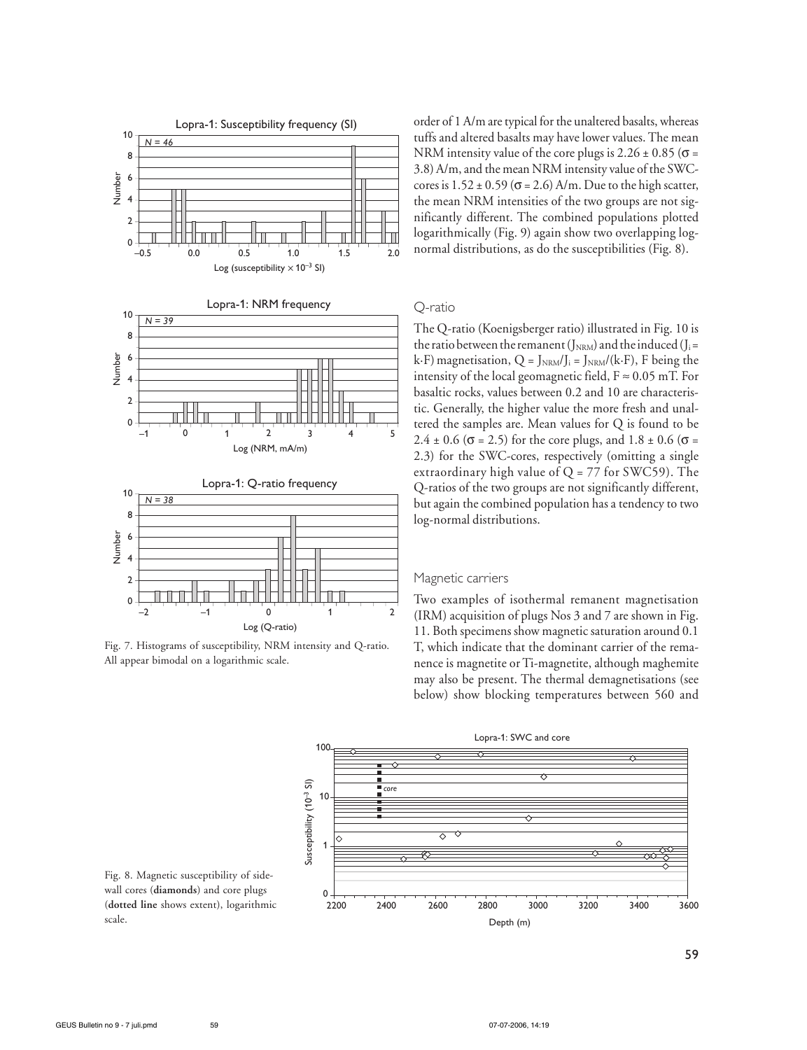order of 1 A/m are typical for the unaltered basalts, whereas tuffs and altered basalts may have lower values. The mean NRM intensity value of the core plugs is 2.26 ± 0.85 (σ = 3.8) A/m, and the mean NRM intensity value of the SWC-cores is 1.52 ± 0.59 (σ = 2.6) A/m. Due to the high scatter, the mean NRM intensities of the two groups are not significantly different. The combined populations plotted logarithmically (Fig. 9) again show two overlapping log-normal distributions, as do the susceptibilities (Fig. 8).

Fig. 7. Histograms of susceptibility, NRM intensity and Q-ratio. All appear bimodal on a logarithmic scale.

## Q-ratio

The Q-ratio (Koenigsberger ratio) illustrated in Fig. 10 is the ratio between the remanent ($J_{NRM}$) and the induced ($J_i = k·F$) magnetisation, $Q = J_{NRM}/J_i = J_{NRM}/(k·F)$, F being the intensity of the local geomagnetic field, $F \approx 0.05$ mT. For basaltic rocks, values between 0.2 and 10 are characteristic. Generally, the higher value the more fresh and unaltered the samples are. Mean values for Q is found to be 2.4 ± 0.6 (σ = 2.5) for the core plugs, and 1.8 ± 0.6 (σ = 2.3) for the SWC-cores, respectively (omitting a single extraordinary high value of Q = 77 for SWC59). The Q-ratios of the two groups are not significantly different, but again the combined population has a tendency to two log-normal distributions.

## Magnetic carriers

Two examples of isothermal remanent magnetisation (IRM) acquisition of plugs Nos 3 and 7 are shown in Fig. 11. Both specimens show magnetic saturation around 0.1 T, which indicate that the dominant carrier of the remanence is magnetite or Ti-magnetite, although maghemite may also be present. The thermal demagnetisations (see below) show blocking temperatures between 560 and

Fig. 8. Magnetic susceptibility of side-wall cores (**diamonds**) and core plugs (**dotted line** shows extent), logarithmic scale.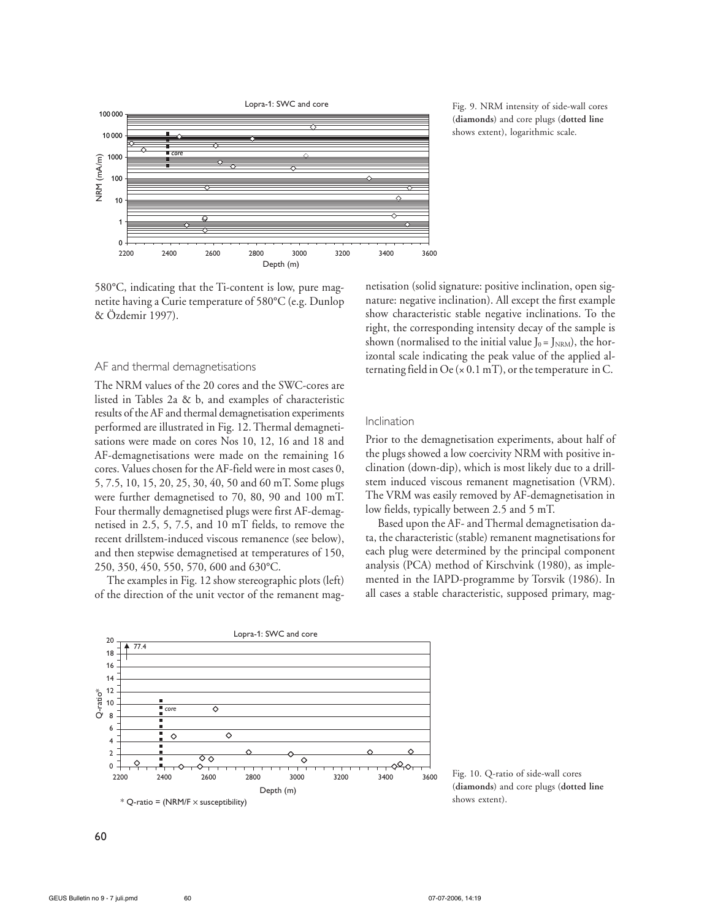Fig. 9. NRM intensity of side-wall cores (**diamonds**) and core plugs (**dotted line** shows extent), logarithmic scale.

580°C, indicating that the Ti-content is low, pure magnetite having a Curie temperature of 580°C (e.g. Dunlop & Özdemir 1997).

## AF and thermal demagnetisations

The NRM values of the 20 cores and the SWC-cores are listed in Tables 2a & b, and examples of characteristic results of the AF and thermal demagnetisation experiments performed are illustrated in Fig. 12. Thermal demagnetisations were made on cores Nos 10, 12, 16 and 18 and AF-demagnetisations were made on the remaining 16 cores. Values chosen for the AF-field were in most cases 0, 5, 7.5, 10, 15, 20, 25, 30, 40, 50 and 60 mT. Some plugs were further demagnetised to 70, 80, 90 and 100 mT. Four thermally demagnetised plugs were first AF-demagnetised in 2.5, 5, 7.5, and 10 mT fields, to remove the recent drillstem-induced viscous remanence (see below), and then stepwise demagnetised at temperatures of 150, 250, 350, 450, 550, 570, 600 and 630°C.

The examples in Fig. 12 show stereographic plots (left) of the direction of the unit vector of the remanent magnetisation (solid signature: positive inclination, open signature: negative inclination). All except the first example show characteristic stable negative inclinations. To the right, the corresponding intensity decay of the sample is shown (normalised to the initial value $J_0 = J_{NRM}$), the horizontal scale indicating the peak value of the applied alternating field in Oe (× 0.1 mT), or the temperature in C.

## Inclination

Prior to the demagnetisation experiments, about half of the plugs showed a low coercivity NRM with positive inclination (down-dip), which is most likely due to a drillstem induced viscous remanent magnetisation (VRM). The VRM was easily removed by AF-demagnetisation in low fields, typically between 2.5 and 5 mT.

Based upon the AF- and Thermal demagnetisation data, the characteristic (stable) remanent magnetisations for each plug were determined by the principal component analysis (PCA) method of Kirschvink (1980), as implemented in the IAPD-programme by Torsvik (1986). In all cases a stable characteristic, supposed primary, mag-

Fig. 10. Q-ratio of side-wall cores (**diamonds**) and core plugs (**dotted line** shows extent).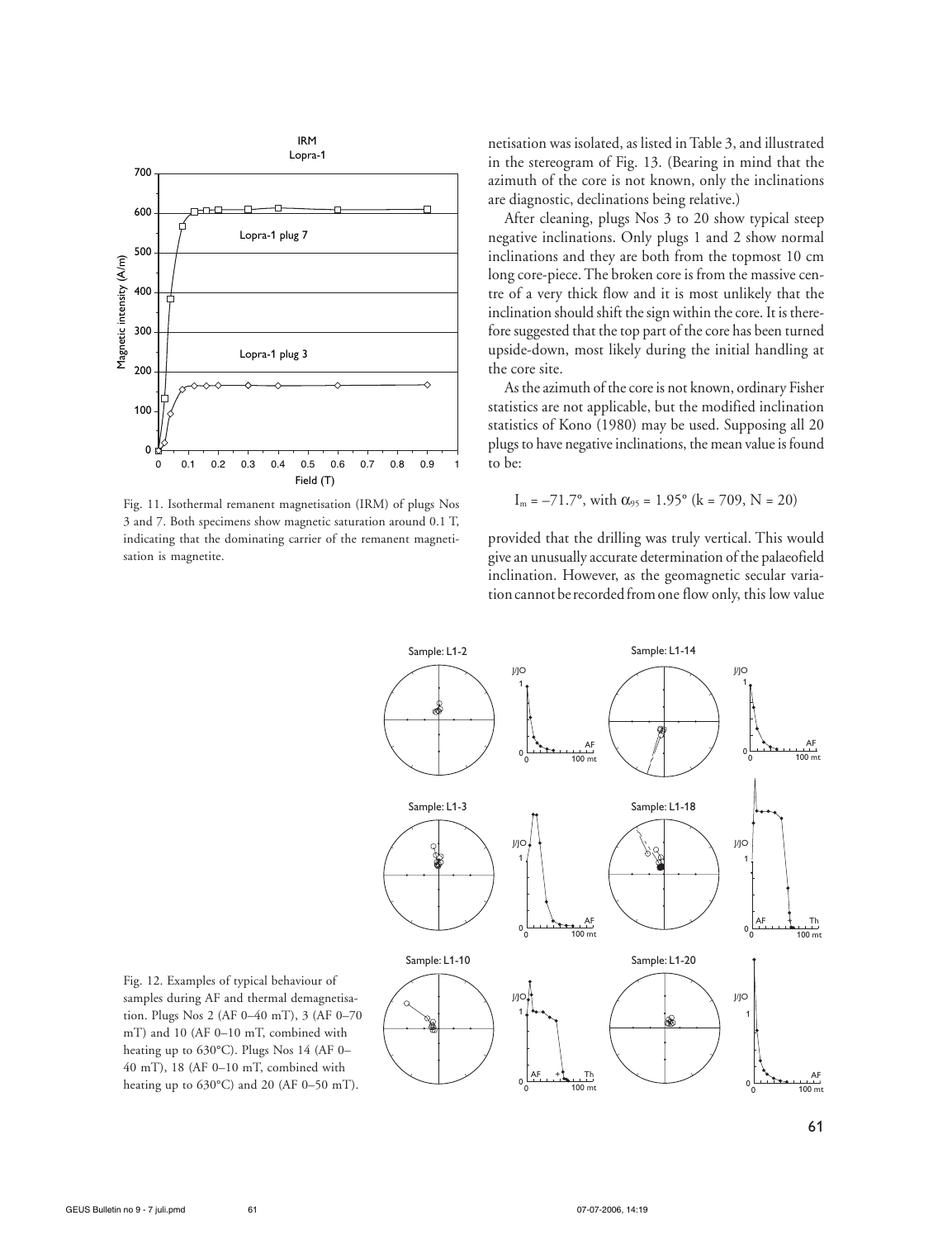Fig. 11. Isothermal remanent magnetisation (IRM) of plugs Nos 3 and 7. Both specimens show magnetic saturation around 0.1 T, indicating that the dominating carrier of the remanent magnetisation is magnetite.

netisation was isolated, as listed in Table 3, and illustrated in the stereogram of Fig. 13. (Bearing in mind that the azimuth of the core is not known, only the inclinations are diagnostic, declinations being relative.)

After cleaning, plugs Nos 3 to 20 show typical steep negative inclinations. Only plugs 1 and 2 show normal inclinations and they are both from the topmost 10 cm long core-piece. The broken core is from the massive centre of a very thick flow and it is most unlikely that the inclination should shift the sign within the core. It is therefore suggested that the top part of the core has been turned upside-down, most likely during the initial handling at the core site.

As the azimuth of the core is not known, ordinary Fisher statistics are not applicable, but the modified inclination statistics of Kono (1980) may be used. Supposing all 20 plugs to have negative inclinations, the mean value is found to be:

$$I_m = -71.7°, \text{ with } \alpha_{95} = 1.95° \ (k = 709, N = 20)$$

provided that the drilling was truly vertical. This would give an unusually accurate determination of the palaeofield inclination. However, as the geomagnetic secular variation cannot be recorded from one flow only, this low value

Fig. 12. Examples of typical behaviour of samples during AF and thermal demagnetisation. Plugs Nos 2 (AF 0–40 mT), 3 (AF 0–70 mT) and 10 (AF 0–10 mT, combined with heating up to 630°C). Plugs Nos 14 (AF 0–40 mT), 18 (AF 0–10 mT, combined with heating up to 630°C) and 20 (AF 0–50 mT).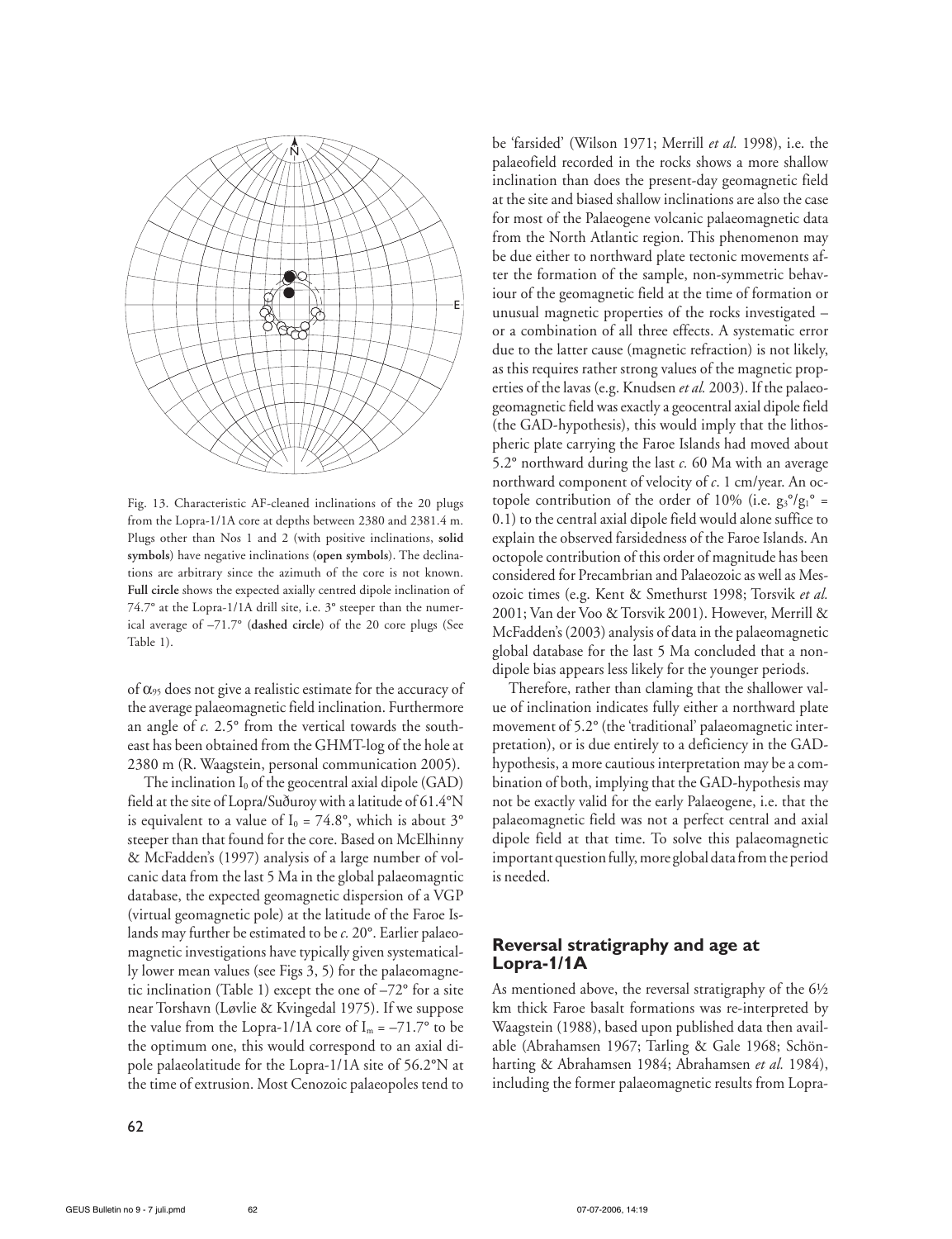Fig. 13. Characteristic AF-cleaned inclinations of the 20 plugs from the Lopra-1/1A core at depths between 2380 and 2381.4 m. Plugs other than Nos 1 and 2 (with positive inclinations, **solid symbols**) have negative inclinations (**open symbols**). The declinations are arbitrary since the azimuth of the core is not known. **Full circle** shows the expected axially centred dipole inclination of 74.7° at the Lopra-1/1A drill site, i.e. 3° steeper than the numerical average of –71.7° (**dashed circle**) of the 20 core plugs (See Table 1).

of $\alpha_{95}$ does not give a realistic estimate for the accuracy of the average palaeomagnetic field inclination. Furthermore an angle of *c.* 2.5° from the vertical towards the southeast has been obtained from the GHMT-log of the hole at 2380 m (R. Waagstein, personal communication 2005).

The inclination $I_0$ of the geocentral axial dipole (GAD) field at the site of Lopra/Suðuroy with a latitude of 61.4°N is equivalent to a value of $I_0$ = 74.8°, which is about 3° steeper than that found for the core. Based on McElhinny & McFadden's (1997) analysis of a large number of volcanic data from the last 5 Ma in the global palaeomagntic database, the expected geomagnetic dispersion of a VGP (virtual geomagnetic pole) at the latitude of the Faroe Islands may further be estimated to be *c.* 20°. Earlier palaeomagnetic investigations have typically given systematically lower mean values (see Figs 3, 5) for the palaeomagnetic inclination (Table 1) except the one of –72° for a site near Torshavn (Løvlie & Kvingedal 1975). If we suppose the value from the Lopra-1/1A core of $I_m$ = –71.7° to be the optimum one, this would correspond to an axial dipole palaeolatitude for the Lopra-1/1A site of 56.2°N at the time of extrusion. Most Cenozoic palaeopoles tend to be 'farsided' (Wilson 1971; Merrill *et al.* 1998), i.e. the palaeofield recorded in the rocks shows a more shallow inclination than does the present-day geomagnetic field at the site and biased shallow inclinations are also the case for most of the Palaeogene volcanic palaeomagnetic data from the North Atlantic region. This phenomenon may be due either to northward plate tectonic movements after the formation of the sample, non-symmetric behaviour of the geomagnetic field at the time of formation or unusual magnetic properties of the rocks investigated – or a combination of all three effects. A systematic error due to the latter cause (magnetic refraction) is not likely, as this requires rather strong values of the magnetic properties of the lavas (e.g. Knudsen *et al.* 2003). If the palaeogeomagnetic field was exactly a geocentral axial dipole field (the GAD-hypothesis), this would imply that the lithospheric plate carrying the Faroe Islands had moved about 5.2° northward during the last *c.* 60 Ma with an average northward component of velocity of *c*. 1 cm/year. An octopole contribution of the order of 10% (i.e. $g_3^o/g_1^o$ = 0.1) to the central axial dipole field would alone suffice to explain the observed farsidedness of the Faroe Islands. An octopole contribution of this order of magnitude has been considered for Precambrian and Palaeozoic as well as Mesozoic times (e.g. Kent & Smethurst 1998; Torsvik *et al.* 2001; Van der Voo & Torsvik 2001). However, Merrill & McFadden's (2003) analysis of data in the palaeomagnetic global database for the last 5 Ma concluded that a nondipole bias appears less likely for the younger periods.

Therefore, rather than claming that the shallower value of inclination indicates fully either a northward plate movement of 5.2° (the 'traditional' palaeomagnetic interpretation), or is due entirely to a deficiency in the GAD-hypothesis, a more cautious interpretation may be a combination of both, implying that the GAD-hypothesis may not be exactly valid for the early Palaeogene, i.e. that the palaeomagnetic field was not a perfect central and axial dipole field at that time. To solve this palaeomagnetic important question fully, more global data from the period is needed.

## Reversal stratigraphy and age at Lopra-1/1A

As mentioned above, the reversal stratigraphy of the 6½ km thick Faroe basalt formations was re-interpreted by Waagstein (1988), based upon published data then available (Abrahamsen 1967; Tarling & Gale 1968; Schönharting & Abrahamsen 1984; Abrahamsen *et al.* 1984), including the former palaeomagnetic results from Lopra-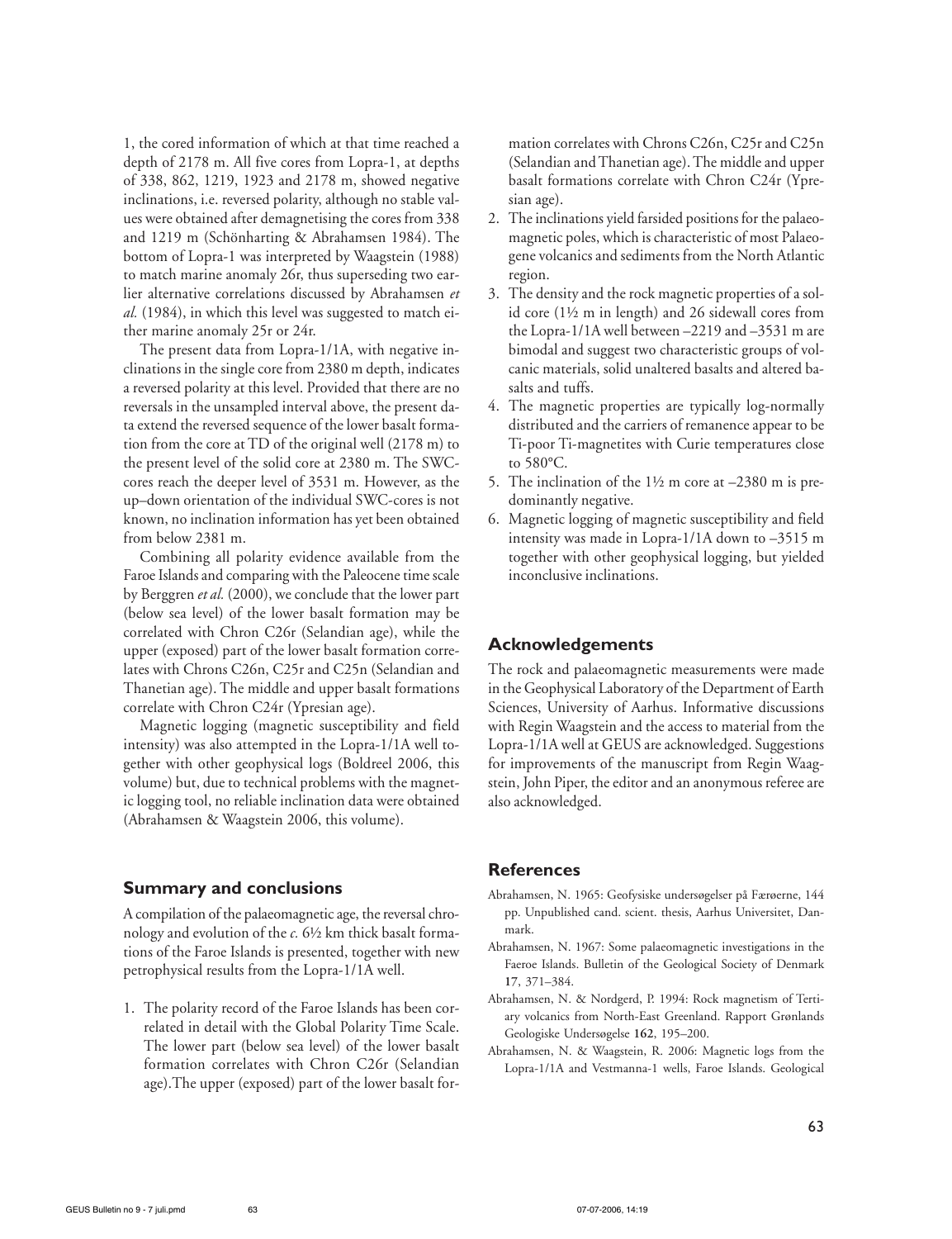1, the cored information of which at that time reached a depth of 2178 m. All five cores from Lopra-1, at depths of 338, 862, 1219, 1923 and 2178 m, showed negative inclinations, i.e. reversed polarity, although no stable values were obtained after demagnetising the cores from 338 and 1219 m (Schönharting & Abrahamsen 1984). The bottom of Lopra-1 was interpreted by Waagstein (1988) to match marine anomaly 26r, thus superseding two earlier alternative correlations discussed by Abrahamsen *et al.* (1984), in which this level was suggested to match either marine anomaly 25r or 24r.

The present data from Lopra-1/1A, with negative inclinations in the single core from 2380 m depth, indicates a reversed polarity at this level. Provided that there are no reversals in the unsampled interval above, the present data extend the reversed sequence of the lower basalt formation from the core at TD of the original well (2178 m) to the present level of the solid core at 2380 m. The SWC-cores reach the deeper level of 3531 m. However, as the up–down orientation of the individual SWC-cores is not known, no inclination information has yet been obtained from below 2381 m.

Combining all polarity evidence available from the Faroe Islands and comparing with the Paleocene time scale by Berggren *et al.* (2000), we conclude that the lower part (below sea level) of the lower basalt formation may be correlated with Chron C26r (Selandian age), while the upper (exposed) part of the lower basalt formation correlates with Chrons C26n, C25r and C25n (Selandian and Thanetian age). The middle and upper basalt formations correlate with Chron C24r (Ypresian age).

Magnetic logging (magnetic susceptibility and field intensity) was also attempted in the Lopra-1/1A well together with other geophysical logs (Boldreel 2006, this volume) but, due to technical problems with the magnetic logging tool, no reliable inclination data were obtained (Abrahamsen & Waagstein 2006, this volume).

## Summary and conclusions

A compilation of the palaeomagnetic age, the reversal chronology and evolution of the *c.* 6½ km thick basalt formations of the Faroe Islands is presented, together with new petrophysical results from the Lopra-1/1A well.

1. The polarity record of the Faroe Islands has been correlated in detail with the Global Polarity Time Scale. The lower part (below sea level) of the lower basalt formation correlates with Chron C26r (Selandian age). The upper (exposed) part of the lower basalt formation correlates with Chrons C26n, C25r and C25n (Selandian and Thanetian age). The middle and upper basalt formations correlate with Chron C24r (Ypresian age).
2. The inclinations yield farsided positions for the palaeomagnetic poles, which is characteristic of most Palaeogene volcanics and sediments from the North Atlantic region.
3. The density and the rock magnetic properties of a solid core (1½ m in length) and 26 sidewall cores from the Lopra-1/1A well between –2219 and –3531 m are bimodal and suggest two characteristic groups of volcanic materials, solid unaltered basalts and altered basalts and tuffs.
4. The magnetic properties are typically log-normally distributed and the carriers of remanence appear to be Ti-poor Ti-magnetites with Curie temperatures close to 580°C.
5. The inclination of the 1½ m core at –2380 m is predominantly negative.
6. Magnetic logging of magnetic susceptibility and field intensity was made in Lopra-1/1A down to –3515 m together with other geophysical logging, but yielded inconclusive inclinations.

## Acknowledgements

The rock and palaeomagnetic measurements were made in the Geophysical Laboratory of the Department of Earth Sciences, University of Aarhus. Informative discussions with Regin Waagstein and the access to material from the Lopra-1/1A well at GEUS are acknowledged. Suggestions for improvements of the manuscript from Regin Waagstein, John Piper, the editor and an anonymous referee are also acknowledged.

## References

Abrahamsen, N. 1965: Geofysiske undersøgelser på Færøerne, 144 pp. Unpublished cand. scient. thesis, Aarhus Universitet, Danmark.

Abrahamsen, N. 1967: Some palaeomagnetic investigations in the Faeroe Islands. Bulletin of the Geological Society of Denmark **17**, 371–384.

Abrahamsen, N. & Nordgerd, P. 1994: Rock magnetism of Tertiary volcanics from North-East Greenland. Rapport Grønlands Geologiske Undersøgelse **162**, 195–200.

Abrahamsen, N. & Waagstein, R. 2006: Magnetic logs from the Lopra-1/1A and Vestmanna-1 wells, Faroe Islands. Geological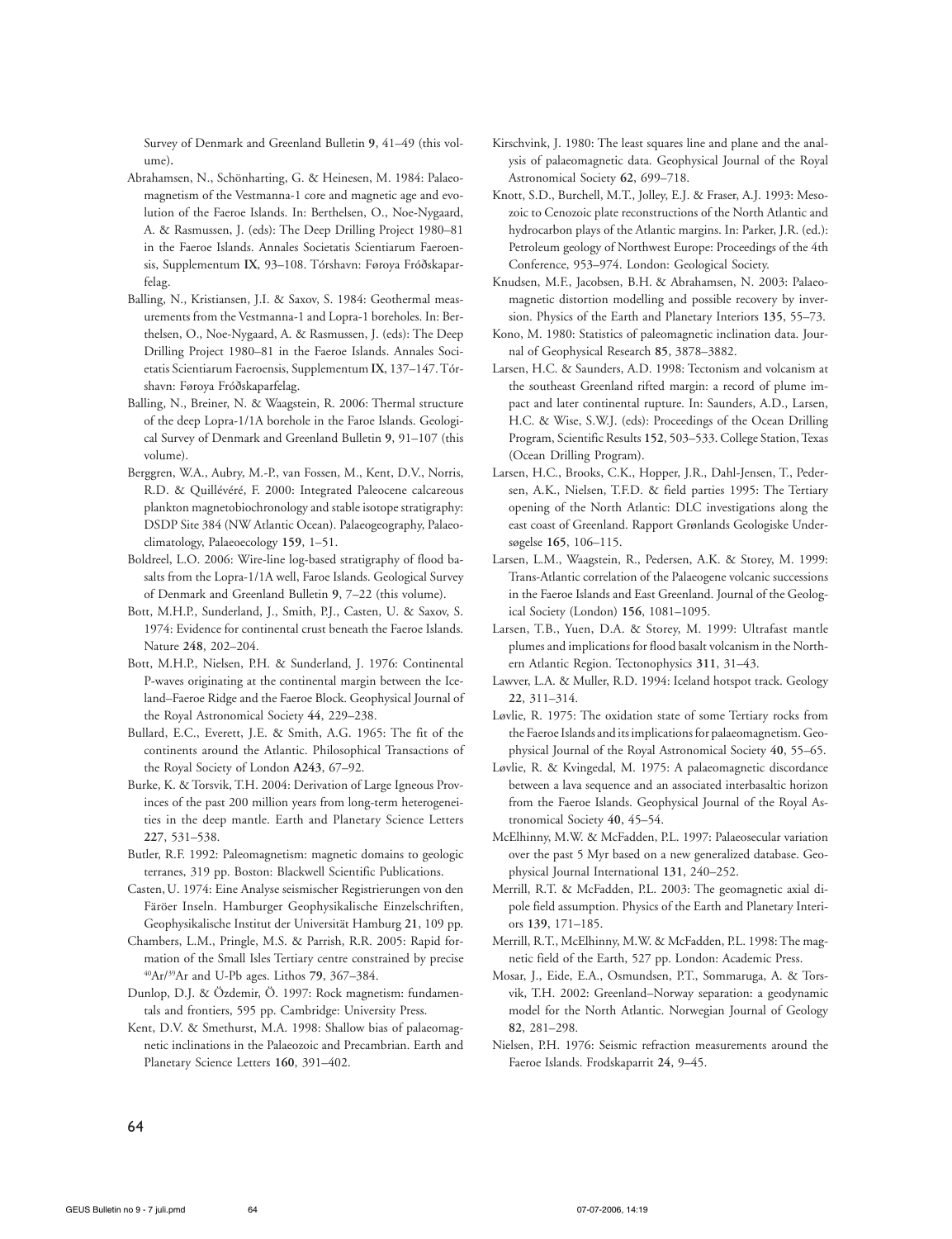Survey of Denmark and Greenland Bulletin **9**, 41–49 (this volume).

Abrahamsen, N., Schönharting, G. & Heinesen, M. 1984: Palaeomagnetism of the Vestmanna-1 core and magnetic age and evolution of the Faeroe Islands. In: Berthelsen, O., Noe-Nygaard, A. & Rasmussen, J. (eds): The Deep Drilling Project 1980–81 in the Faeroe Islands. Annales Societatis Scientiarum Faeroensis, Supplementum **IX**, 93–108. Tórshavn: Føroya Fróðskaparfelag.

Balling, N., Kristiansen, J.I. & Saxov, S. 1984: Geothermal measurements from the Vestmanna-1 and Lopra-1 boreholes. In: Berthelsen, O., Noe-Nygaard, A. & Rasmussen, J. (eds): The Deep Drilling Project 1980–81 in the Faeroe Islands. Annales Societatis Scientiarum Faeroensis, Supplementum **IX**, 137–147. Tórshavn: Føroya Fróðskaparfelag.

Balling, N., Breiner, N. & Waagstein, R. 2006: Thermal structure of the deep Lopra-1/1A borehole in the Faroe Islands. Geological Survey of Denmark and Greenland Bulletin **9**, 91–107 (this volume).

Berggren, W.A., Aubry, M.-P., van Fossen, M., Kent, D.V., Norris, R.D. & Quillévéré, F. 2000: Integrated Paleocene calcareous plankton magnetobiochronology and stable isotope stratigraphy: DSDP Site 384 (NW Atlantic Ocean). Palaeogeography, Palaeoclimatology, Palaeoecology **159**, 1–51.

Boldreel, L.O. 2006: Wire-line log-based stratigraphy of flood basalts from the Lopra-1/1A well, Faroe Islands. Geological Survey of Denmark and Greenland Bulletin **9**, 7–22 (this volume).

Bott, M.H.P., Sunderland, J., Smith, P.J., Casten, U. & Saxov, S. 1974: Evidence for continental crust beneath the Faeroe Islands. Nature **248**, 202–204.

Bott, M.H.P., Nielsen, P.H. & Sunderland, J. 1976: Continental P-waves originating at the continental margin between the Iceland–Faeroe Ridge and the Faeroe Block. Geophysical Journal of the Royal Astronomical Society **44**, 229–238.

Bullard, E.C., Everett, J.E. & Smith, A.G. 1965: The fit of the continents around the Atlantic. Philosophical Transactions of the Royal Society of London **A243**, 67–92.

Burke, K. & Torsvik, T.H. 2004: Derivation of Large Igneous Provinces of the past 200 million years from long-term heterogeneities in the deep mantle. Earth and Planetary Science Letters **227**, 531–538.

Butler, R.F. 1992: Paleomagnetism: magnetic domains to geologic terranes, 319 pp. Boston: Blackwell Scientific Publications.

Casten, U. 1974: Eine Analyse seismischer Registrierungen von den Färöer Inseln. Hamburger Geophysikalische Einzelschriften, Geophysikalische Institut der Universität Hamburg **21**, 109 pp.

Chambers, L.M., Pringle, M.S. & Parrish, R.R. 2005: Rapid formation of the Small Isles Tertiary centre constrained by precise $^{40}Ar/^{39}Ar$ and U-Pb ages. Lithos **79**, 367–384.

Dunlop, D.J. & Özdemir, Ö. 1997: Rock magnetism: fundamentals and frontiers, 595 pp. Cambridge: University Press.

Kent, D.V. & Smethurst, M.A. 1998: Shallow bias of palaeomagnetic inclinations in the Palaeozoic and Precambrian. Earth and Planetary Science Letters **160**, 391–402.

Kirschvink, J. 1980: The least squares line and plane and the analysis of palaeomagnetic data. Geophysical Journal of the Royal Astronomical Society **62**, 699–718.

Knott, S.D., Burchell, M.T., Jolley, E.J. & Fraser, A.J. 1993: Mesozoic to Cenozoic plate reconstructions of the North Atlantic and hydrocarbon plays of the Atlantic margins. In: Parker, J.R. (ed.): Petroleum geology of Northwest Europe: Proceedings of the 4th Conference, 953–974. London: Geological Society.

Knudsen, M.F., Jacobsen, B.H. & Abrahamsen, N. 2003: Palaeomagnetic distortion modelling and possible recovery by inversion. Physics of the Earth and Planetary Interiors **135**, 55–73.

Kono, M. 1980: Statistics of paleomagnetic inclination data. Journal of Geophysical Research **85**, 3878–3882.

Larsen, H.C. & Saunders, A.D. 1998: Tectonism and volcanism at the southeast Greenland rifted margin: a record of plume impact and later continental rupture. In: Saunders, A.D., Larsen, H.C. & Wise, S.W.J. (eds): Proceedings of the Ocean Drilling Program, Scientific Results **152**, 503–533. College Station, Texas (Ocean Drilling Program).

Larsen, H.C., Brooks, C.K., Hopper, J.R., Dahl-Jensen, T., Pedersen, A.K., Nielsen, T.F.D. & field parties 1995: The Tertiary opening of the North Atlantic: DLC investigations along the east coast of Greenland. Rapport Grønlands Geologiske Undersøgelse **165**, 106–115.

Larsen, L.M., Waagstein, R., Pedersen, A.K. & Storey, M. 1999: Trans-Atlantic correlation of the Palaeogene volcanic successions in the Faeroe Islands and East Greenland. Journal of the Geological Society (London) **156**, 1081–1095.

Larsen, T.B., Yuen, D.A. & Storey, M. 1999: Ultrafast mantle plumes and implications for flood basalt volcanism in the Northern Atlantic Region. Tectonophysics **311**, 31–43.

Lawver, L.A. & Muller, R.D. 1994: Iceland hotspot track. Geology **22**, 311–314.

Løvlie, R. 1975: The oxidation state of some Tertiary rocks from the Faeroe Islands and its implications for palaeomagnetism. Geophysical Journal of the Royal Astronomical Society **40**, 55–65.

Løvlie, R. & Kvingedal, M. 1975: A palaeomagnetic discordance between a lava sequence and an associated interbasaltic horizon from the Faeroe Islands. Geophysical Journal of the Royal Astronomical Society **40**, 45–54.

McElhinny, M.W. & McFadden, P.L. 1997: Palaeosecular variation over the past 5 Myr based on a new generalized database. Geophysical Journal International **131**, 240–252.

Merrill, R.T. & McFadden, P.L. 2003: The geomagnetic axial dipole field assumption. Physics of the Earth and Planetary Interiors **139**, 171–185.

Merrill, R.T., McElhinny, M.W. & McFadden, P.L. 1998: The magnetic field of the Earth, 527 pp. London: Academic Press.

Mosar, J., Eide, E.A., Osmundsen, P.T., Sommaruga, A. & Torsvik, T.H. 2002: Greenland–Norway separation: a geodynamic model for the North Atlantic. Norwegian Journal of Geology **82**, 281–298.

Nielsen, P.H. 1976: Seismic refraction measurements around the Faeroe Islands. Frodskaparrit **24**, 9–45.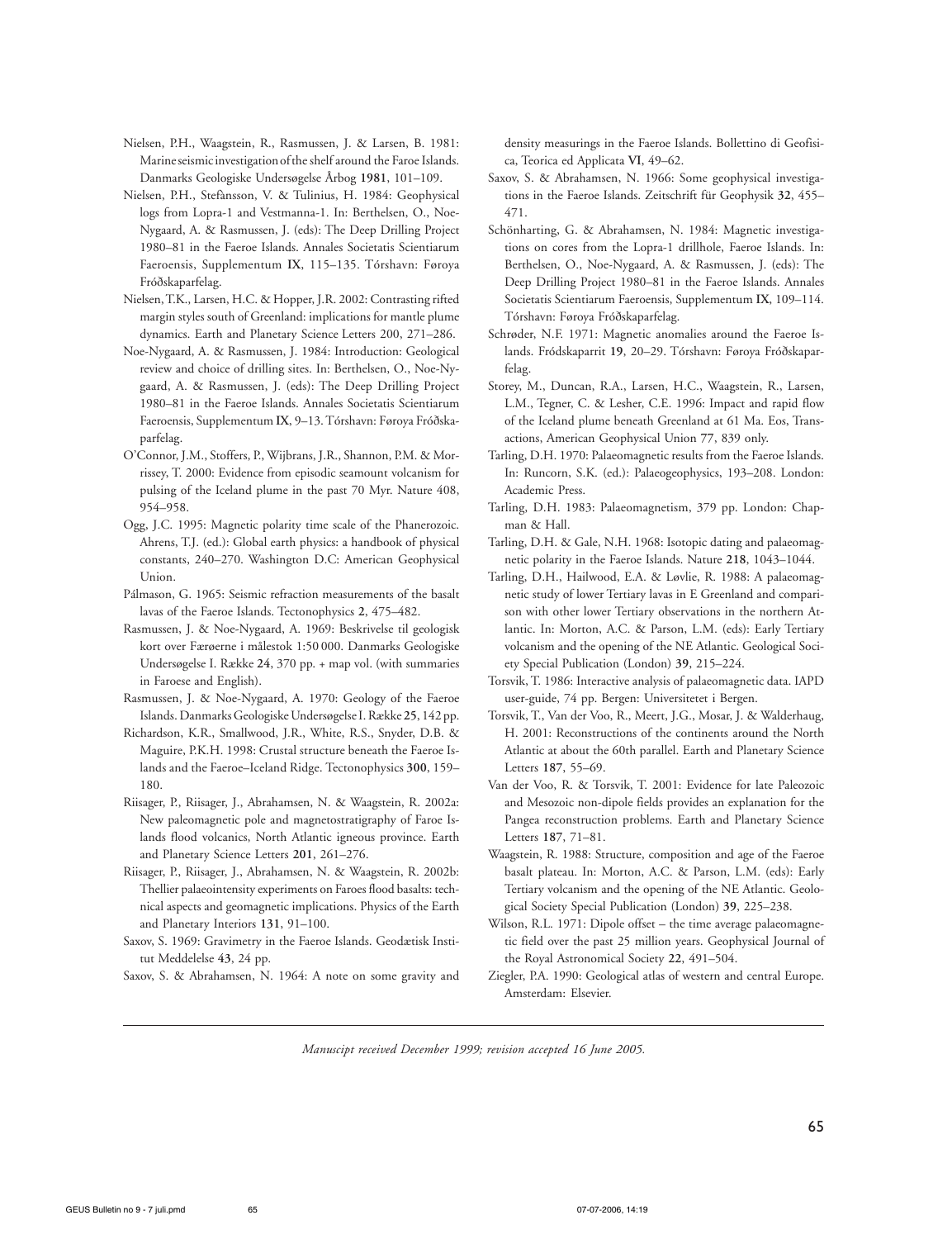Nielsen, P.H., Waagstein, R., Rasmussen, J. & Larsen, B. 1981: Marine seismic investigation of the shelf around the Faroe Islands. Danmarks Geologiske Undersøgelse Årbog **1981**, 101–109.

Nielsen, P.H., Stefánsson, V. & Tulinius, H. 1984: Geophysical logs from Lopra-1 and Vestmanna-1. In: Berthelsen, O., Noe-Nygaard, A. & Rasmussen, J. (eds): The Deep Drilling Project 1980–81 in the Faeroe Islands. Annales Societatis Scientiarum Faeroensis, Supplementum **IX**, 115–135. Tórshavn: Føroya Fróðskaparfelag.

Nielsen, T.K., Larsen, H.C. & Hopper, J.R. 2002: Contrasting rifted margin styles south of Greenland: implications for mantle plume dynamics. Earth and Planetary Science Letters 200, 271–286.

Noe-Nygaard, A. & Rasmussen, J. 1984: Introduction: Geological review and choice of drilling sites. In: Berthelsen, O., Noe-Nygaard, A. & Rasmussen, J. (eds): The Deep Drilling Project 1980–81 in the Faeroe Islands. Annales Societatis Scientiarum Faeroensis, Supplementum **IX**, 9–13. Tórshavn: Føroya Fróðskaparfelag.

O'Connor, J.M., Stoffers, P., Wijbrans, J.R., Shannon, P.M. & Morrissey, T. 2000: Evidence from episodic seamount volcanism for pulsing of the Iceland plume in the past 70 Myr. Nature 408, 954–958.

Ogg, J.C. 1995: Magnetic polarity time scale of the Phanerozoic. Ahrens, T.J. (ed.): Global earth physics: a handbook of physical constants, 240–270. Washington D.C: American Geophysical Union.

Pálmason, G. 1965: Seismic refraction measurements of the basalt lavas of the Faeroe Islands. Tectonophysics **2**, 475–482.

Rasmussen, J. & Noe-Nygaard, A. 1969: Beskrivelse til geologisk kort over Færøerne i målestok 1:50 000. Danmarks Geologiske Undersøgelse I. Række **24**, 370 pp. + map vol. (with summaries in Faroese and English).

Rasmussen, J. & Noe-Nygaard, A. 1970: Geology of the Faeroe Islands. Danmarks Geologiske Undersøgelse I. Række **25**, 142 pp.

Richardson, K.R., Smallwood, J.R., White, R.S., Snyder, D.B. & Maguire, P.K.H. 1998: Crustal structure beneath the Faeroe Islands and the Faeroe–Iceland Ridge. Tectonophysics **300**, 159–180.

Riisager, P., Riisager, J., Abrahamsen, N. & Waagstein, R. 2002a: New paleomagnetic pole and magnetostratigraphy of Faroe Islands flood volcanics, North Atlantic igneous province. Earth and Planetary Science Letters **201**, 261–276.

Riisager, P., Riisager, J., Abrahamsen, N. & Waagstein, R. 2002b: Thellier palaeointensity experiments on Faroes flood basalts: technical aspects and geomagnetic implications. Physics of the Earth and Planetary Interiors **131**, 91–100.

Saxov, S. 1969: Gravimetry in the Faeroe Islands. Geodætisk Institut Meddelelse **43**, 24 pp.

Saxov, S. & Abrahamsen, N. 1964: A note on some gravity and density measurings in the Faeroe Islands. Bollettino di Geofisica, Teorica ed Applicata **VI**, 49–62.

Saxov, S. & Abrahamsen, N. 1966: Some geophysical investigations in the Faeroe Islands. Zeitschrift für Geophysik **32**, 455–471.

Schönharting, G. & Abrahamsen, N. 1984: Magnetic investigations on cores from the Lopra-1 drillhole, Faeroe Islands. In: Berthelsen, O., Noe-Nygaard, A. & Rasmussen, J. (eds): The Deep Drilling Project 1980–81 in the Faeroe Islands. Annales Societatis Scientiarum Faeroensis, Supplementum **IX**, 109–114. Tórshavn: Føroya Fróðskaparfelag.

Schrøder, N.F. 1971: Magnetic anomalies around the Faeroe Islands. Fródskaparrit **19**, 20–29. Tórshavn: Føroya Fróðskaparfelag.

Storey, M., Duncan, R.A., Larsen, H.C., Waagstein, R., Larsen, L.M., Tegner, C. & Lesher, C.E. 1996: Impact and rapid flow of the Iceland plume beneath Greenland at 61 Ma. Eos, Transactions, American Geophysical Union 77, 839 only.

Tarling, D.H. 1970: Palaeomagnetic results from the Faeroe Islands. In: Runcorn, S.K. (ed.): Palaeogeophysics, 193–208. London: Academic Press.

Tarling, D.H. 1983: Palaeomagnetism, 379 pp. London: Chapman & Hall.

Tarling, D.H. & Gale, N.H. 1968: Isotopic dating and palaeomagnetic polarity in the Faeroe Islands. Nature **218**, 1043–1044.

Tarling, D.H., Hailwood, E.A. & Løvlie, R. 1988: A palaeomagnetic study of lower Tertiary lavas in E Greenland and comparison with other lower Tertiary observations in the northern Atlantic. In: Morton, A.C. & Parson, L.M. (eds): Early Tertiary volcanism and the opening of the NE Atlantic. Geological Society Special Publication (London) **39**, 215–224.

Torsvik, T. 1986: Interactive analysis of palaeomagnetic data. IAPD user-guide, 74 pp. Bergen: Universitetet i Bergen.

Torsvik, T., Van der Voo, R., Meert, J.G., Mosar, J. & Walderhaug, H. 2001: Reconstructions of the continents around the North Atlantic at about the 60th parallel. Earth and Planetary Science Letters **187**, 55–69.

Van der Voo, R. & Torsvik, T. 2001: Evidence for late Paleozoic and Mesozoic non-dipole fields provides an explanation for the Pangea reconstruction problems. Earth and Planetary Science Letters **187**, 71–81.

Waagstein, R. 1988: Structure, composition and age of the Faeroe basalt plateau. In: Morton, A.C. & Parson, L.M. (eds): Early Tertiary volcanism and the opening of the NE Atlantic. Geological Society Special Publication (London) **39**, 225–238.

Wilson, R.L. 1971: Dipole offset – the time average palaeomagnetic field over the past 25 million years. Geophysical Journal of the Royal Astronomical Society **22**, 491–504.

Ziegler, P.A. 1990: Geological atlas of western and central Europe. Amsterdam: Elsevier.

---

*Manuscipt received December 1999; revision accepted 16 June 2005.*